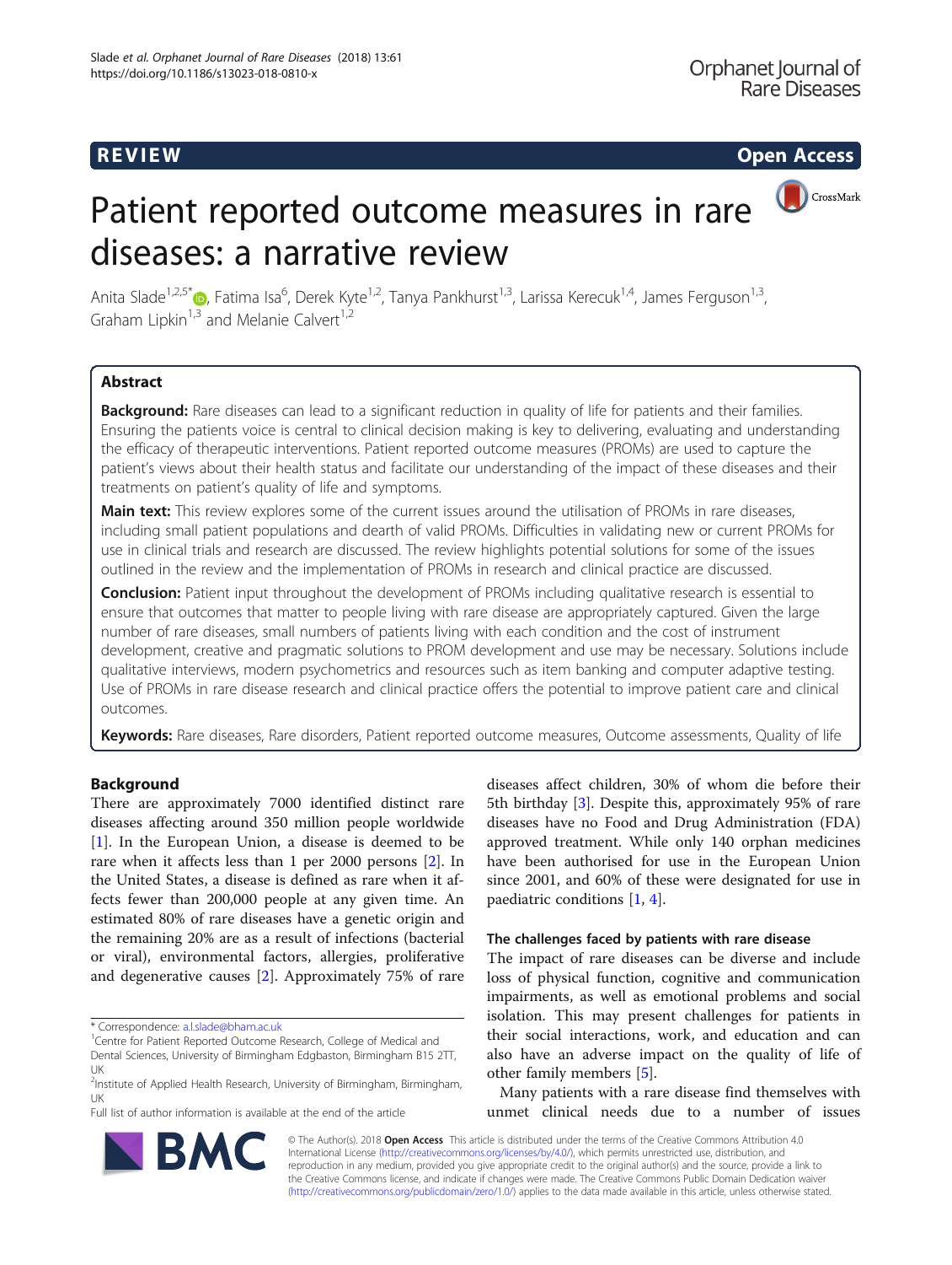REVIEW

Open Access

# Patient reported outcome measures in rare diseases: a narrative review

Anita Slade[1,2,5*], Fatima Isa[6], Derek Kyte[1,2], Tanya Pankhurst[1,3], Larissa Kerecuk[1,4], James Ferguson[1,3], Graham Lipkin[1,3] and Melanie Calvert[1,2]

## Abstract

**Background:** Rare diseases can lead to a significant reduction in quality of life for patients and their families. Ensuring the patients voice is central to clinical decision making is key to delivering, evaluating and understanding the efficacy of therapeutic interventions. Patient reported outcome measures (PROMs) are used to capture the patient's views about their health status and facilitate our understanding of the impact of these diseases and their treatments on patient's quality of life and symptoms.

**Main text:** This review explores some of the current issues around the utilisation of PROMs in rare diseases, including small patient populations and dearth of valid PROMs. Difficulties in validating new or current PROMs for use in clinical trials and research are discussed. The review highlights potential solutions for some of the issues outlined in the review and the implementation of PROMs in research and clinical practice are discussed.

**Conclusion:** Patient input throughout the development of PROMs including qualitative research is essential to ensure that outcomes that matter to people living with rare disease are appropriately captured. Given the large number of rare diseases, small numbers of patients living with each condition and the cost of instrument development, creative and pragmatic solutions to PROM development and use may be necessary. Solutions include qualitative interviews, modern psychometrics and resources such as item banking and computer adaptive testing. Use of PROMs in rare disease research and clinical practice offers the potential to improve patient care and clinical outcomes.

**Keywords:** Rare diseases, Rare disorders, Patient reported outcome measures, Outcome assessments, Quality of life

## Background

There are approximately 7000 identified distinct rare diseases affecting around 350 million people worldwide [1]. In the European Union, a disease is deemed to be rare when it affects less than 1 per 2000 persons [2]. In the United States, a disease is defined as rare when it affects fewer than 200,000 people at any given time. An estimated 80% of rare diseases have a genetic origin and the remaining 20% are as a result of infections (bacterial or viral), environmental factors, allergies, proliferative and degenerative causes [2]. Approximately 75% of rare diseases affect children, 30% of whom die before their 5th birthday [3]. Despite this, approximately 95% of rare diseases have no Food and Drug Administration (FDA) approved treatment. While only 140 orphan medicines have been authorised for use in the European Union since 2001, and 60% of these were designated for use in paediatric conditions [1, 4].

### The challenges faced by patients with rare disease

The impact of rare diseases can be diverse and include loss of physical function, cognitive and communication impairments, as well as emotional problems and social isolation. This may present challenges for patients in their social interactions, work, and education and can also have an adverse impact on the quality of life of other family members [5].

Many patients with a rare disease find themselves with unmet clinical needs due to a number of issues

\* Correspondence: a.l.slade@bham.ac.uk
[1]Centre for Patient Reported Outcome Research, College of Medical and Dental Sciences, University of Birmingham Edgbaston, Birmingham B15 2TT, UK
[2]Institute of Applied Health Research, University of Birmingham, Birmingham, UK
Full list of author information is available at the end of the article

© The Author(s). 2018 **Open Access** This article is distributed under the terms of the Creative Commons Attribution 4.0 International License (http://creativecommons.org/licenses/by/4.0/), which permits unrestricted use, distribution, and reproduction in any medium, provided you give appropriate credit to the original author(s) and the source, provide a link to the Creative Commons license, and indicate if changes were made. The Creative Commons Public Domain Dedication waiver (http://creativecommons.org/publicdomain/zero/1.0/) applies to the data made available in this article, unless otherwise stated.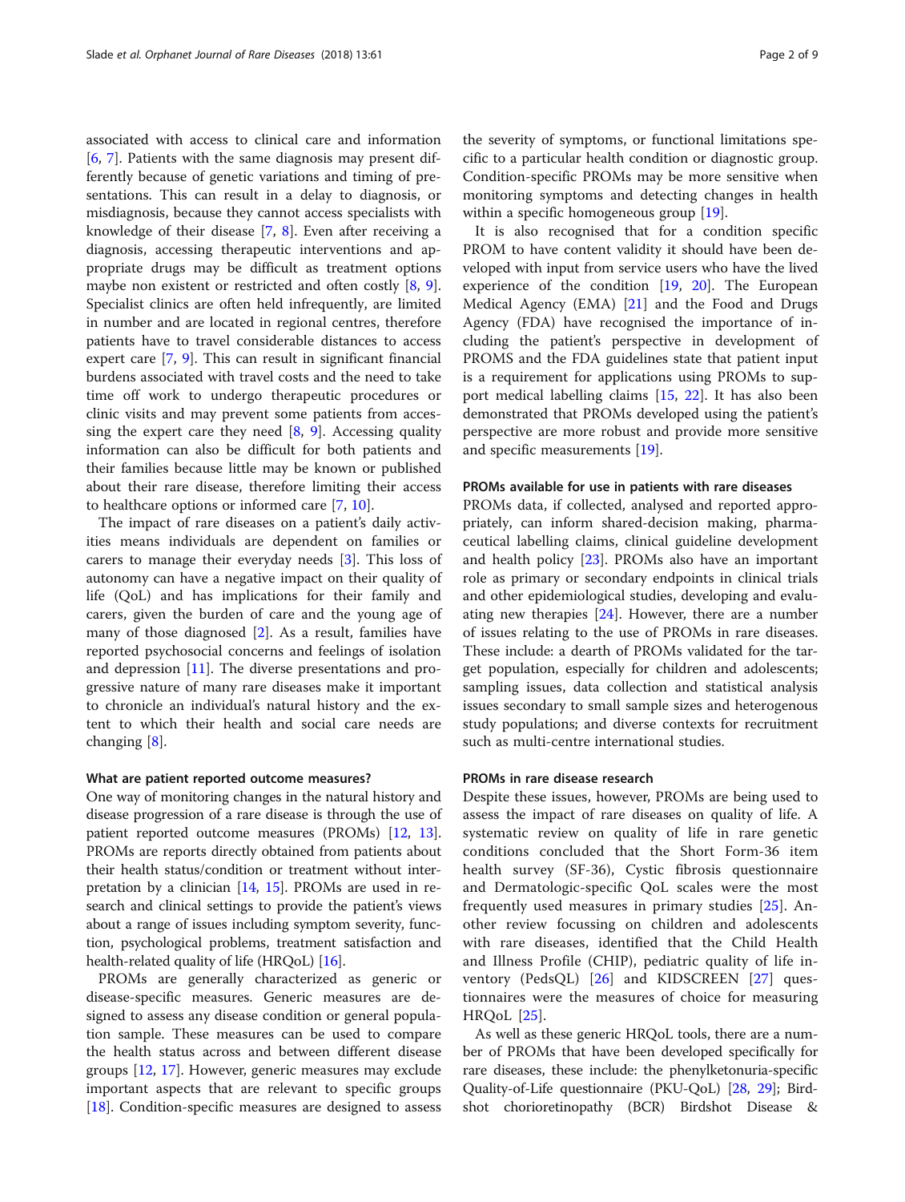associated with access to clinical care and information [6, 7]. Patients with the same diagnosis may present differently because of genetic variations and timing of presentations. This can result in a delay to diagnosis, or misdiagnosis, because they cannot access specialists with knowledge of their disease [7, 8]. Even after receiving a diagnosis, accessing therapeutic interventions and appropriate drugs may be difficult as treatment options maybe non existent or restricted and often costly [8, 9]. Specialist clinics are often held infrequently, are limited in number and are located in regional centres, therefore patients have to travel considerable distances to access expert care [7, 9]. This can result in significant financial burdens associated with travel costs and the need to take time off work to undergo therapeutic procedures or clinic visits and may prevent some patients from accessing the expert care they need [8, 9]. Accessing quality information can also be difficult for both patients and their families because little may be known or published about their rare disease, therefore limiting their access to healthcare options or informed care [7, 10].

The impact of rare diseases on a patient's daily activities means individuals are dependent on families or carers to manage their everyday needs [3]. This loss of autonomy can have a negative impact on their quality of life (QoL) and has implications for their family and carers, given the burden of care and the young age of many of those diagnosed [2]. As a result, families have reported psychosocial concerns and feelings of isolation and depression [11]. The diverse presentations and progressive nature of many rare diseases make it important to chronicle an individual's natural history and the extent to which their health and social care needs are changing [8].

#### What are patient reported outcome measures?

One way of monitoring changes in the natural history and disease progression of a rare disease is through the use of patient reported outcome measures (PROMs) [12, 13]. PROMs are reports directly obtained from patients about their health status/condition or treatment without interpretation by a clinician [14, 15]. PROMs are used in research and clinical settings to provide the patient's views about a range of issues including symptom severity, function, psychological problems, treatment satisfaction and health-related quality of life (HRQoL) [16].

PROMs are generally characterized as generic or disease-specific measures. Generic measures are designed to assess any disease condition or general population sample. These measures can be used to compare the health status across and between different disease groups [12, 17]. However, generic measures may exclude important aspects that are relevant to specific groups [18]. Condition-specific measures are designed to assess the severity of symptoms, or functional limitations specific to a particular health condition or diagnostic group. Condition-specific PROMs may be more sensitive when monitoring symptoms and detecting changes in health within a specific homogeneous group [19].

It is also recognised that for a condition specific PROM to have content validity it should have been developed with input from service users who have the lived experience of the condition [19, 20]. The European Medical Agency (EMA) [21] and the Food and Drugs Agency (FDA) have recognised the importance of including the patient's perspective in development of PROMS and the FDA guidelines state that patient input is a requirement for applications using PROMs to support medical labelling claims [15, 22]. It has also been demonstrated that PROMs developed using the patient's perspective are more robust and provide more sensitive and specific measurements [19].

#### PROMs available for use in patients with rare diseases

PROMs data, if collected, analysed and reported appropriately, can inform shared-decision making, pharmaceutical labelling claims, clinical guideline development and health policy [23]. PROMs also have an important role as primary or secondary endpoints in clinical trials and other epidemiological studies, developing and evaluating new therapies [24]. However, there are a number of issues relating to the use of PROMs in rare diseases. These include: a dearth of PROMs validated for the target population, especially for children and adolescents; sampling issues, data collection and statistical analysis issues secondary to small sample sizes and heterogenous study populations; and diverse contexts for recruitment such as multi-centre international studies.

#### PROMs in rare disease research

Despite these issues, however, PROMs are being used to assess the impact of rare diseases on quality of life. A systematic review on quality of life in rare genetic conditions concluded that the Short Form-36 item health survey (SF-36), Cystic fibrosis questionnaire and Dermatologic-specific QoL scales were the most frequently used measures in primary studies [25]. Another review focussing on children and adolescents with rare diseases, identified that the Child Health and Illness Profile (CHIP), pediatric quality of life inventory (PedsQL) [26] and KIDSCREEN [27] questionnaires were the measures of choice for measuring HRQoL [25].

As well as these generic HRQoL tools, there are a number of PROMs that have been developed specifically for rare diseases, these include: the phenylketonuria-specific Quality-of-Life questionnaire (PKU-QoL) [28, 29]; Birdshot chorioretinopathy (BCR) Birdshot Disease &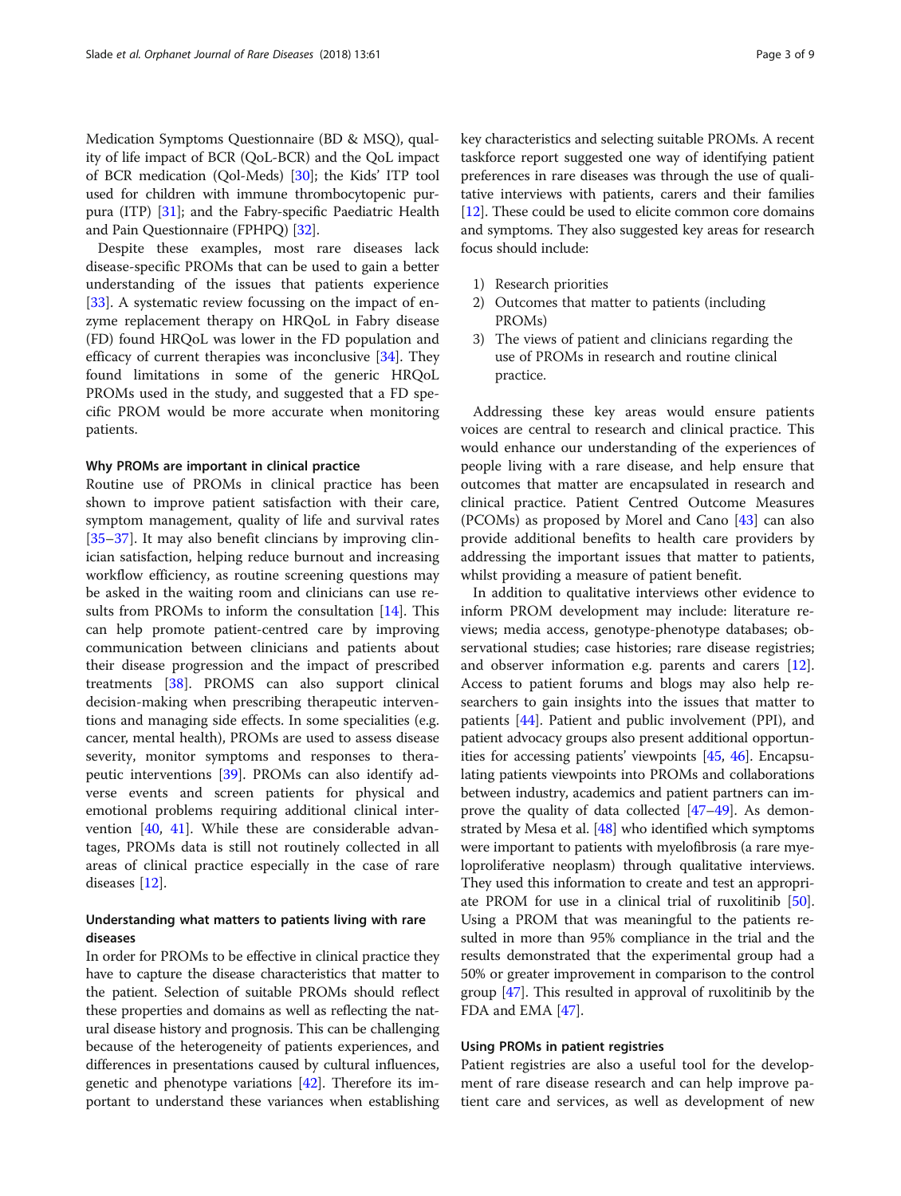Medication Symptoms Questionnaire (BD & MSQ), quality of life impact of BCR (QoL-BCR) and the QoL impact of BCR medication (Qol-Meds) [30]; the Kids' ITP tool used for children with immune thrombocytopenic purpura (ITP) [31]; and the Fabry-specific Paediatric Health and Pain Questionnaire (FPHPQ) [32].

Despite these examples, most rare diseases lack disease-specific PROMs that can be used to gain a better understanding of the issues that patients experience [33]. A systematic review focussing on the impact of enzyme replacement therapy on HRQoL in Fabry disease (FD) found HRQoL was lower in the FD population and efficacy of current therapies was inconclusive [34]. They found limitations in some of the generic HRQoL PROMs used in the study, and suggested that a FD specific PROM would be more accurate when monitoring patients.

### Why PROMs are important in clinical practice

Routine use of PROMs in clinical practice has been shown to improve patient satisfaction with their care, symptom management, quality of life and survival rates [35–37]. It may also benefit clincians by improving clinician satisfaction, helping reduce burnout and increasing workflow efficiency, as routine screening questions may be asked in the waiting room and clinicians can use results from PROMs to inform the consultation [14]. This can help promote patient-centred care by improving communication between clinicians and patients about their disease progression and the impact of prescribed treatments [38]. PROMS can also support clinical decision-making when prescribing therapeutic interventions and managing side effects. In some specialities (e.g. cancer, mental health), PROMs are used to assess disease severity, monitor symptoms and responses to therapeutic interventions [39]. PROMs can also identify adverse events and screen patients for physical and emotional problems requiring additional clinical intervention [40, 41]. While these are considerable advantages, PROMs data is still not routinely collected in all areas of clinical practice especially in the case of rare diseases [12].

### Understanding what matters to patients living with rare diseases

In order for PROMs to be effective in clinical practice they have to capture the disease characteristics that matter to the patient. Selection of suitable PROMs should reflect these properties and domains as well as reflecting the natural disease history and prognosis. This can be challenging because of the heterogeneity of patients experiences, and differences in presentations caused by cultural influences, genetic and phenotype variations [42]. Therefore its important to understand these variances when establishing key characteristics and selecting suitable PROMs. A recent taskforce report suggested one way of identifying patient preferences in rare diseases was through the use of qualitative interviews with patients, carers and their families [12]. These could be used to elicite common core domains and symptoms. They also suggested key areas for research focus should include:

1) Research priorities
2) Outcomes that matter to patients (including PROMs)
3) The views of patient and clinicians regarding the use of PROMs in research and routine clinical practice.

Addressing these key areas would ensure patients voices are central to research and clinical practice. This would enhance our understanding of the experiences of people living with a rare disease, and help ensure that outcomes that matter are encapsulated in research and clinical practice. Patient Centred Outcome Measures (PCOMs) as proposed by Morel and Cano [43] can also provide additional benefits to health care providers by addressing the important issues that matter to patients, whilst providing a measure of patient benefit.

In addition to qualitative interviews other evidence to inform PROM development may include: literature reviews; media access, genotype-phenotype databases; observational studies; case histories; rare disease registries; and observer information e.g. parents and carers [12]. Access to patient forums and blogs may also help researchers to gain insights into the issues that matter to patients [44]. Patient and public involvement (PPI), and patient advocacy groups also present additional opportunities for accessing patients' viewpoints [45, 46]. Encapsulating patients viewpoints into PROMs and collaborations between industry, academics and patient partners can improve the quality of data collected [47–49]. As demonstrated by Mesa et al. [48] who identified which symptoms were important to patients with myelofibrosis (a rare myeloproliferative neoplasm) through qualitative interviews. They used this information to create and test an appropriate PROM for use in a clinical trial of ruxolitinib [50]. Using a PROM that was meaningful to the patients resulted in more than 95% compliance in the trial and the results demonstrated that the experimental group had a 50% or greater improvement in comparison to the control group [47]. This resulted in approval of ruxolitinib by the FDA and EMA [47].

### Using PROMs in patient registries

Patient registries are also a useful tool for the development of rare disease research and can help improve patient care and services, as well as development of new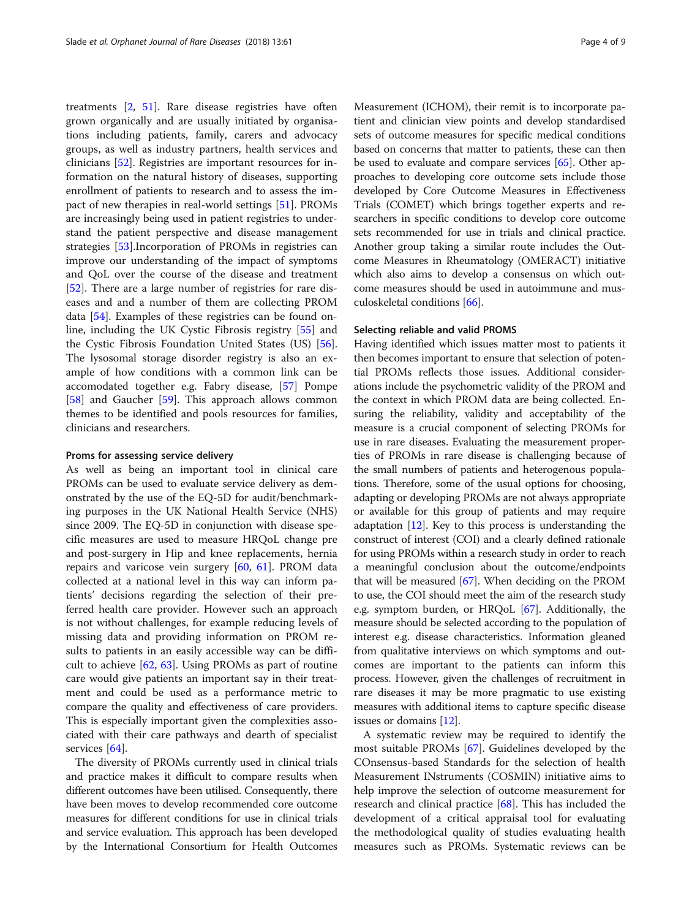treatments [2, 51]. Rare disease registries have often grown organically and are usually initiated by organisations including patients, family, carers and advocacy groups, as well as industry partners, health services and clinicians [52]. Registries are important resources for information on the natural history of diseases, supporting enrollment of patients to research and to assess the impact of new therapies in real-world settings [51]. PROMs are increasingly being used in patient registries to understand the patient perspective and disease management strategies [53].Incorporation of PROMs in registries can improve our understanding of the impact of symptoms and QoL over the course of the disease and treatment [52]. There are a large number of registries for rare diseases and and a number of them are collecting PROM data [54]. Examples of these registries can be found online, including the UK Cystic Fibrosis registry [55] and the Cystic Fibrosis Foundation United States (US) [56]. The lysosomal storage disorder registry is also an example of how conditions with a common link can be accomodated together e.g. Fabry disease, [57] Pompe [58] and Gaucher [59]. This approach allows common themes to be identified and pools resources for families, clinicians and researchers.

#### Proms for assessing service delivery

As well as being an important tool in clinical care PROMs can be used to evaluate service delivery as demonstrated by the use of the EQ-5D for audit/benchmarking purposes in the UK National Health Service (NHS) since 2009. The EQ-5D in conjunction with disease specific measures are used to measure HRQoL change pre and post-surgery in Hip and knee replacements, hernia repairs and varicose vein surgery [60, 61]. PROM data collected at a national level in this way can inform patients' decisions regarding the selection of their preferred health care provider. However such an approach is not without challenges, for example reducing levels of missing data and providing information on PROM results to patients in an easily accessible way can be difficult to achieve [62, 63]. Using PROMs as part of routine care would give patients an important say in their treatment and could be used as a performance metric to compare the quality and effectiveness of care providers. This is especially important given the complexities associated with their care pathways and dearth of specialist services [64].

The diversity of PROMs currently used in clinical trials and practice makes it difficult to compare results when different outcomes have been utilised. Consequently, there have been moves to develop recommended core outcome measures for different conditions for use in clinical trials and service evaluation. This approach has been developed by the International Consortium for Health Outcomes Measurement (ICHOM), their remit is to incorporate patient and clinician view points and develop standardised sets of outcome measures for specific medical conditions based on concerns that matter to patients, these can then be used to evaluate and compare services [65]. Other approaches to developing core outcome sets include those developed by Core Outcome Measures in Effectiveness Trials (COMET) which brings together experts and researchers in specific conditions to develop core outcome sets recommended for use in trials and clinical practice. Another group taking a similar route includes the Outcome Measures in Rheumatology (OMERACT) initiative which also aims to develop a consensus on which outcome measures should be used in autoimmune and musculoskeletal conditions [66].

#### Selecting reliable and valid PROMS

Having identified which issues matter most to patients it then becomes important to ensure that selection of potential PROMs reflects those issues. Additional considerations include the psychometric validity of the PROM and the context in which PROM data are being collected. Ensuring the reliability, validity and acceptability of the measure is a crucial component of selecting PROMs for use in rare diseases. Evaluating the measurement properties of PROMs in rare disease is challenging because of the small numbers of patients and heterogenous populations. Therefore, some of the usual options for choosing, adapting or developing PROMs are not always appropriate or available for this group of patients and may require adaptation [12]. Key to this process is understanding the construct of interest (COI) and a clearly defined rationale for using PROMs within a research study in order to reach a meaningful conclusion about the outcome/endpoints that will be measured [67]. When deciding on the PROM to use, the COI should meet the aim of the research study e.g. symptom burden, or HRQoL [67]. Additionally, the measure should be selected according to the population of interest e.g. disease characteristics. Information gleaned from qualitative interviews on which symptoms and outcomes are important to the patients can inform this process. However, given the challenges of recruitment in rare diseases it may be more pragmatic to use existing measures with additional items to capture specific disease issues or domains [12].

A systematic review may be required to identify the most suitable PROMs [67]. Guidelines developed by the COnsensus-based Standards for the selection of health Measurement INstruments (COSMIN) initiative aims to help improve the selection of outcome measurement for research and clinical practice [68]. This has included the development of a critical appraisal tool for evaluating the methodological quality of studies evaluating health measures such as PROMs. Systematic reviews can be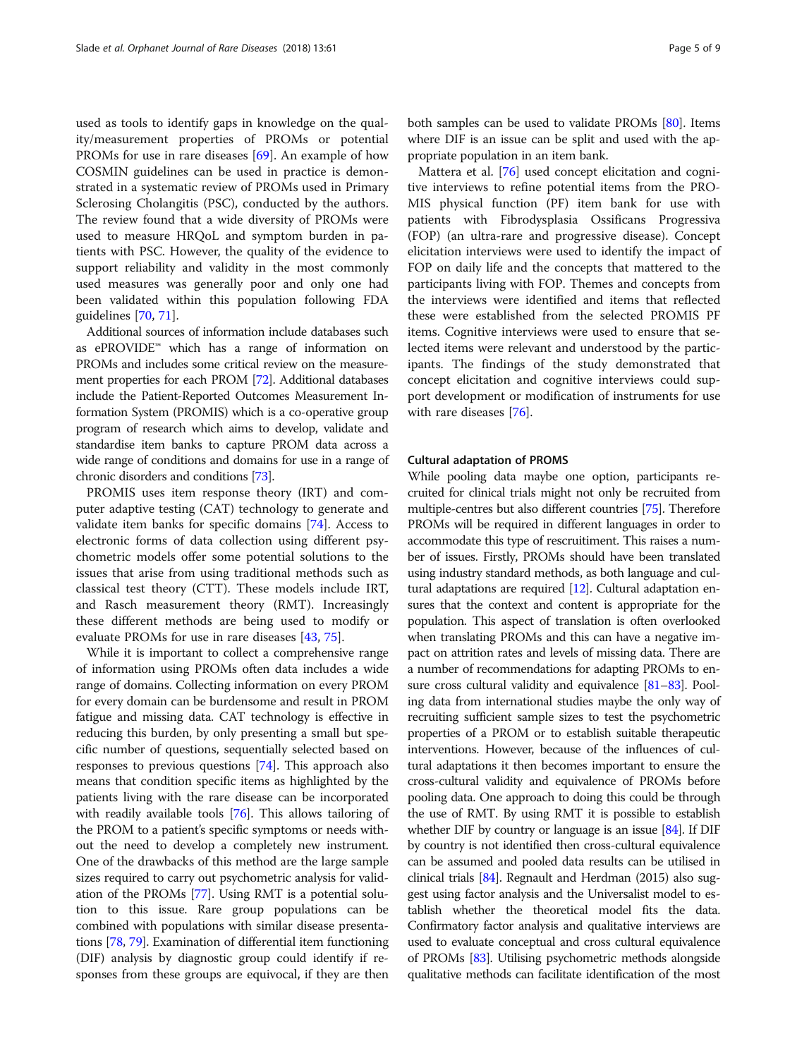used as tools to identify gaps in knowledge on the quality/measurement properties of PROMs or potential PROMs for use in rare diseases [69]. An example of how COSMIN guidelines can be used in practice is demonstrated in a systematic review of PROMs used in Primary Sclerosing Cholangitis (PSC), conducted by the authors. The review found that a wide diversity of PROMs were used to measure HRQoL and symptom burden in patients with PSC. However, the quality of the evidence to support reliability and validity in the most commonly used measures was generally poor and only one had been validated within this population following FDA guidelines [70, 71].

Additional sources of information include databases such as ePROVIDE™ which has a range of information on PROMs and includes some critical review on the measurement properties for each PROM [72]. Additional databases include the Patient-Reported Outcomes Measurement Information System (PROMIS) which is a co-operative group program of research which aims to develop, validate and standardise item banks to capture PROM data across a wide range of conditions and domains for use in a range of chronic disorders and conditions [73].

PROMIS uses item response theory (IRT) and computer adaptive testing (CAT) technology to generate and validate item banks for specific domains [74]. Access to electronic forms of data collection using different psychometric models offer some potential solutions to the issues that arise from using traditional methods such as classical test theory (CTT). These models include IRT, and Rasch measurement theory (RMT). Increasingly these different methods are being used to modify or evaluate PROMs for use in rare diseases [43, 75].

While it is important to collect a comprehensive range of information using PROMs often data includes a wide range of domains. Collecting information on every PROM for every domain can be burdensome and result in PROM fatigue and missing data. CAT technology is effective in reducing this burden, by only presenting a small but specific number of questions, sequentially selected based on responses to previous questions [74]. This approach also means that condition specific items as highlighted by the patients living with the rare disease can be incorporated with readily available tools [76]. This allows tailoring of the PROM to a patient's specific symptoms or needs without the need to develop a completely new instrument. One of the drawbacks of this method are the large sample sizes required to carry out psychometric analysis for validation of the PROMs [77]. Using RMT is a potential solution to this issue. Rare group populations can be combined with populations with similar disease presentations [78, 79]. Examination of differential item functioning (DIF) analysis by diagnostic group could identify if responses from these groups are equivocal, if they are then both samples can be used to validate PROMs [80]. Items where DIF is an issue can be split and used with the appropriate population in an item bank.

Mattera et al. [76] used concept elicitation and cognitive interviews to refine potential items from the PROMIS physical function (PF) item bank for use with patients with Fibrodysplasia Ossificans Progressiva (FOP) (an ultra-rare and progressive disease). Concept elicitation interviews were used to identify the impact of FOP on daily life and the concepts that mattered to the participants living with FOP. Themes and concepts from the interviews were identified and items that reflected these were established from the selected PROMIS PF items. Cognitive interviews were used to ensure that selected items were relevant and understood by the participants. The findings of the study demonstrated that concept elicitation and cognitive interviews could support development or modification of instruments for use with rare diseases [76].

### Cultural adaptation of PROMS

While pooling data maybe one option, participants recruited for clinical trials might not only be recruited from multiple-centres but also different countries [75]. Therefore PROMs will be required in different languages in order to accommodate this type of rescruitment. This raises a number of issues. Firstly, PROMs should have been translated using industry standard methods, as both language and cultural adaptations are required [12]. Cultural adaptation ensures that the context and content is appropriate for the population. This aspect of translation is often overlooked when translating PROMs and this can have a negative impact on attrition rates and levels of missing data. There are a number of recommendations for adapting PROMs to ensure cross cultural validity and equivalence [81–83]. Pooling data from international studies maybe the only way of recruiting sufficient sample sizes to test the psychometric properties of a PROM or to establish suitable therapeutic interventions. However, because of the influences of cultural adaptations it then becomes important to ensure the cross-cultural validity and equivalence of PROMs before pooling data. One approach to doing this could be through the use of RMT. By using RMT it is possible to establish whether DIF by country or language is an issue [84]. If DIF by country is not identified then cross-cultural equivalence can be assumed and pooled data results can be utilised in clinical trials [84]. Regnault and Herdman (2015) also suggest using factor analysis and the Universalist model to establish whether the theoretical model fits the data. Confirmatory factor analysis and qualitative interviews are used to evaluate conceptual and cross cultural equivalence of PROMs [83]. Utilising psychometric methods alongside qualitative methods can facilitate identification of the most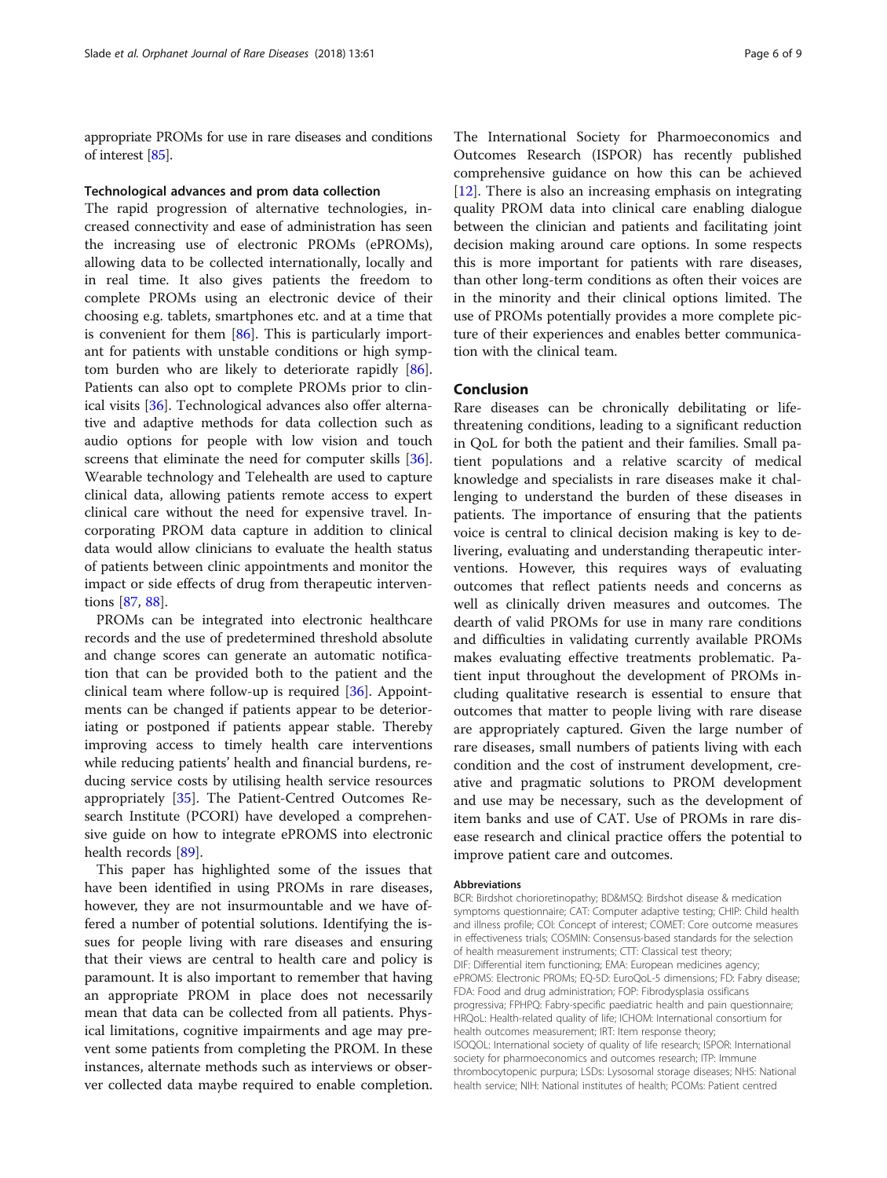appropriate PROMs for use in rare diseases and conditions of interest [85].

### Technological advances and prom data collection

The rapid progression of alternative technologies, increased connectivity and ease of administration has seen the increasing use of electronic PROMs (ePROMs), allowing data to be collected internationally, locally and in real time. It also gives patients the freedom to complete PROMs using an electronic device of their choosing e.g. tablets, smartphones etc. and at a time that is convenient for them [86]. This is particularly important for patients with unstable conditions or high symptom burden who are likely to deteriorate rapidly [86]. Patients can also opt to complete PROMs prior to clinical visits [36]. Technological advances also offer alternative and adaptive methods for data collection such as audio options for people with low vision and touch screens that eliminate the need for computer skills [36]. Wearable technology and Telehealth are used to capture clinical data, allowing patients remote access to expert clinical care without the need for expensive travel. Incorporating PROM data capture in addition to clinical data would allow clinicians to evaluate the health status of patients between clinic appointments and monitor the impact or side effects of drug from therapeutic interventions [87, 88].

PROMs can be integrated into electronic healthcare records and the use of predetermined threshold absolute and change scores can generate an automatic notification that can be provided both to the patient and the clinical team where follow-up is required [36]. Appointments can be changed if patients appear to be deteriorating or postponed if patients appear stable. Thereby improving access to timely health care interventions while reducing patients' health and financial burdens, reducing service costs by utilising health service resources appropriately [35]. The Patient-Centred Outcomes Research Institute (PCORI) have developed a comprehensive guide on how to integrate ePROMS into electronic health records [89].

This paper has highlighted some of the issues that have been identified in using PROMs in rare diseases, however, they are not insurmountable and we have offered a number of potential solutions. Identifying the issues for people living with rare diseases and ensuring that their views are central to health care and policy is paramount. It is also important to remember that having an appropriate PROM in place does not necessarily mean that data can be collected from all patients. Physical limitations, cognitive impairments and age may prevent some patients from completing the PROM. In these instances, alternate methods such as interviews or observer collected data maybe required to enable completion. The International Society for Pharmoeconomics and Outcomes Research (ISPOR) has recently published comprehensive guidance on how this can be achieved [12]. There is also an increasing emphasis on integrating quality PROM data into clinical care enabling dialogue between the clinician and patients and facilitating joint decision making around care options. In some respects this is more important for patients with rare diseases, than other long-term conditions as often their voices are in the minority and their clinical options limited. The use of PROMs potentially provides a more complete picture of their experiences and enables better communication with the clinical team.

## Conclusion

Rare diseases can be chronically debilitating or life-threatening conditions, leading to a significant reduction in QoL for both the patient and their families. Small patient populations and a relative scarcity of medical knowledge and specialists in rare diseases make it challenging to understand the burden of these diseases in patients. The importance of ensuring that the patients voice is central to clinical decision making is key to delivering, evaluating and understanding therapeutic interventions. However, this requires ways of evaluating outcomes that reflect patients needs and concerns as well as clinically driven measures and outcomes. The dearth of valid PROMs for use in many rare conditions and difficulties in validating currently available PROMs makes evaluating effective treatments problematic. Patient input throughout the development of PROMs including qualitative research is essential to ensure that outcomes that matter to people living with rare disease are appropriately captured. Given the large number of rare diseases, small numbers of patients living with each condition and the cost of instrument development, creative and pragmatic solutions to PROM development and use may be necessary, such as the development of item banks and use of CAT. Use of PROMs in rare disease research and clinical practice offers the potential to improve patient care and outcomes.

#### Abbreviations

BCR: Birdshot chorioretinopathy; BD&MSQ: Birdshot disease & medication symptoms questionnaire; CAT: Computer adaptive testing; CHIP: Child health and illness profile; COI: Concept of interest; COMET: Core outcome measures in effectiveness trials; COSMIN: Consensus-based standards for the selection of health measurement instruments; CTT: Classical test theory; DIF: Differential item functioning; EMA: European medicines agency; ePROMS: Electronic PROMs; EQ-5D: EuroQoL-5 dimensions; FD: Fabry disease; FDA: Food and drug administration; FOP: Fibrodysplasia ossificans progressiva; FPHPQ: Fabry-specific paediatric health and pain questionnaire; HRQoL: Health-related quality of life; ICHOM: International consortium for health outcomes measurement; IRT: Item response theory; ISOQOL: International society of quality of life research; ISPOR: International society for pharmacoeconomics and outcomes research; ITP: Immune thrombocytopenic purpura; LSDs: Lysosomal storage diseases; NHS: National health service; NIH: National institutes of health; PCOMs: Patient centred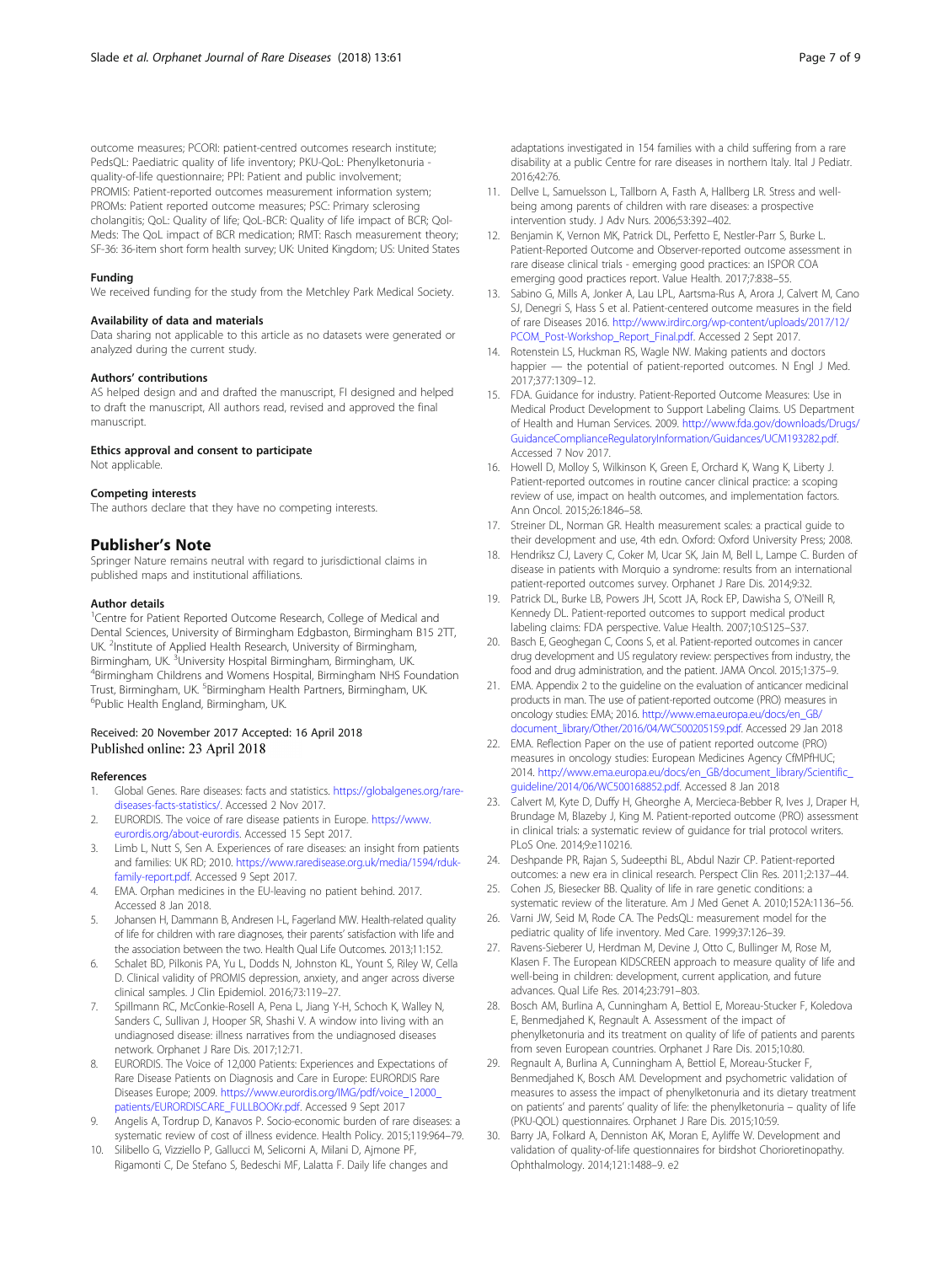outcome measures; PCORI: patient-centred outcomes research institute; PedsQL: Paediatric quality of life inventory; PKU-QoL: Phenylketonuria - quality-of-life questionnaire; PPI: Patient and public involvement; PROMIS: Patient-reported outcomes measurement information system; PROMs: Patient reported outcome measures; PSC: Primary sclerosing cholangitis; QoL: Quality of life; QoL-BCR: Quality of life impact of BCR; Qol-Meds: The QoL impact of BCR medication; RMT: Rasch measurement theory; SF-36: 36-item short form health survey; UK: United Kingdom; US: United States

#### Funding

We received funding for the study from the Metchley Park Medical Society.

#### Availability of data and materials

Data sharing not applicable to this article as no datasets were generated or analyzed during the current study.

#### Authors' contributions

AS helped design and and drafted the manuscript, FI designed and helped to draft the manuscript, All authors read, revised and approved the final manuscript.

#### Ethics approval and consent to participate

Not applicable.

#### Competing interests

The authors declare that they have no competing interests.

## Publisher's Note

Springer Nature remains neutral with regard to jurisdictional claims in published maps and institutional affiliations.

#### Author details

[1]Centre for Patient Reported Outcome Research, College of Medical and Dental Sciences, University of Birmingham Edgbaston, Birmingham B15 2TT, UK. [2]Institute of Applied Health Research, University of Birmingham, Birmingham, UK. [3]University Hospital Birmingham, Birmingham, UK. [4]Birmingham Childrens and Womens Hospital, Birmingham NHS Foundation Trust, Birmingham, UK. [5]Birmingham Health Partners, Birmingham, UK. [6]Public Health England, Birmingham, UK.

Received: 20 November 2017 Accepted: 16 April 2018
Published online: 23 April 2018

#### References

1. Global Genes. Rare diseases: facts and statistics. https://globalgenes.org/rare-diseases-facts-statistics/. Accessed 2 Nov 2017.
2. EURORDIS. The voice of rare disease patients in Europe. https://www.eurordis.org/about-eurordis. Accessed 15 Sept 2017.
3. Limb L, Nutt S, Sen A. Experiences of rare diseases: an insight from patients and families: UK RD; 2010. https://www.raredisease.org.uk/media/1594/rduk-family-report.pdf. Accessed 9 Sept 2017.
4. EMA. Orphan medicines in the EU-leaving no patient behind. 2017. Accessed 8 Jan 2018.
5. Johansen H, Dammann B, Andresen I-L, Fagerland MW. Health-related quality of life for children with rare diagnoses, their parents' satisfaction with life and the association between the two. Health Qual Life Outcomes. 2013;11:152.
6. Schalet BD, Pilkonis PA, Yu L, Dodds N, Johnston KL, Yount S, Riley W, Cella D. Clinical validity of PROMIS depression, anxiety, and anger across diverse clinical samples. J Clin Epidemiol. 2016;73:119–27.
7. Spillmann RC, McConkie-Rosell A, Pena L, Jiang Y-H, Schoch K, Walley N, Sanders C, Sullivan J, Hooper SR, Shashi V. A window into living with an undiagnosed disease: illness narratives from the undiagnosed diseases network. Orphanet J Rare Dis. 2017;12:71.
8. EURORDIS. The Voice of 12,000 Patients: Experiences and Expectations of Rare Disease Patients on Diagnosis and Care in Europe: EURORDIS Rare Diseases Europe; 2009. https://www.eurordis.org/IMG/pdf/voice_12000_patients/EURORDISCARE_FULLBOOKr.pdf. Accessed 9 Sept 2017
9. Angelis A, Tordrup D, Kanavos P. Socio-economic burden of rare diseases: a systematic review of cost of illness evidence. Health Policy. 2015;119:964–79.
10. Silibello G, Vizziello P, Gallucci M, Selicorni A, Milani D, Ajmone PF, Rigamonti C, De Stefano S, Bedeschi MF, Lalatta F. Daily life changes and adaptations investigated in 154 families with a child suffering from a rare disability at a public Centre for rare diseases in northern Italy. Ital J Pediatr. 2016;42:76.
11. Dellve L, Samuelsson L, Tallborn A, Fasth A, Hallberg LR. Stress and well-being among parents of children with rare diseases: a prospective intervention study. J Adv Nurs. 2006;53:392–402.
12. Benjamin K, Vernon MK, Patrick DL, Perfetto E, Nestler-Parr S, Burke L. Patient-Reported Outcome and Observer-reported outcome assessment in rare disease clinical trials - emerging good practices: an ISPOR COA emerging good practices report. Value Health. 2017;7:838–55.
13. Sabino G, Mills A, Jonker A, Lau LPL, Aartsma-Rus A, Arora J, Calvert M, Cano SJ, Denegri S, Hass S et al. Patient-centered outcome measures in the field of rare Diseases 2016. http://www.irdirc.org/wp-content/uploads/2017/12/PCOM_Post-Workshop_Report_Final.pdf. Accessed 2 Sept 2017.
14. Rotenstein LS, Huckman RS, Wagle NW. Making patients and doctors happier — the potential of patient-reported outcomes. N Engl J Med. 2017;377:1309–12.
15. FDA. Guidance for industry. Patient-Reported Outcome Measures: Use in Medical Product Development to Support Labeling Claims. US Department of Health and Human Services. 2009. http://www.fda.gov/downloads/Drugs/GuidanceComplianceRegulatoryInformation/Guidances/UCM193282.pdf. Accessed 7 Nov 2017.
16. Howell D, Molloy S, Wilkinson K, Green E, Orchard K, Wang K, Liberty J. Patient-reported outcomes in routine cancer clinical practice: a scoping review of use, impact on health outcomes, and implementation factors. Ann Oncol. 2015;26:1846–58.
17. Streiner DL, Norman GR. Health measurement scales: a practical guide to their development and use, 4th edn. Oxford: Oxford University Press; 2008.
18. Hendriksz CJ, Lavery C, Coker M, Ucar SK, Jain M, Bell L, Lampe C. Burden of disease in patients with Morquio a syndrome: results from an international patient-reported outcomes survey. Orphanet J Rare Dis. 2014;9:32.
19. Patrick DL, Burke LB, Powers JH, Scott JA, Rock EP, Dawisha S, O'Neill R, Kennedy DL. Patient-reported outcomes to support medical product labeling claims: FDA perspective. Value Health. 2007;10:S125–S37.
20. Basch E, Geoghegan C, Coons S, et al. Patient-reported outcomes in cancer drug development and US regulatory review: perspectives from industry, the food and drug administration, and the patient. JAMA Oncol. 2015;1:375–9.
21. EMA. Appendix 2 to the guideline on the evaluation of anticancer medicinal products in man. The use of patient-reported outcome (PRO) measures in oncology studies: EMA; 2016. http://www.ema.europa.eu/docs/en_GB/document_library/Other/2016/04/WC500205159.pdf. Accessed 29 Jan 2018
22. EMA. Reflection Paper on the use of patient reported outcome (PRO) measures in oncology studies: European Medicines Agency CfMPfHUC; 2014. http://www.ema.europa.eu/docs/en_GB/document_library/Scientific_guideline/2014/06/WC500168852.pdf. Accessed 8 Jan 2018
23. Calvert M, Kyte D, Duffy H, Gheorghe A, Mercieca-Bebber R, Ives J, Draper H, Brundage M, Blazeby J, King M. Patient-reported outcome (PRO) assessment in clinical trials: a systematic review of guidance for trial protocol writers. PLoS One. 2014;9:e110216.
24. Deshpande PR, Rajan S, Sudeepthi BL, Abdul Nazir CP. Patient-reported outcomes: a new era in clinical research. Perspect Clin Res. 2011;2:137–44.
25. Cohen JS, Biesecker BB. Quality of life in rare genetic conditions: a systematic review of the literature. Am J Med Genet A. 2010;152A:1136–56.
26. Varni JW, Seid M, Rode CA. The PedsQL: measurement model for the pediatric quality of life inventory. Med Care. 1999;37:126–39.
27. Ravens-Sieberer U, Herdman M, Devine J, Otto C, Bullinger M, Rose M, Klasen F. The European KIDSCREEN approach to measure quality of life and well-being in children: development, current application, and future advances. Qual Life Res. 2014;23:791–803.
28. Bosch AM, Burlina A, Cunningham A, Bettiol E, Moreau-Stucker F, Koledova E, Benmedjahed K, Regnault A. Assessment of the impact of phenylketonuria and its treatment on quality of life of patients and parents from seven European countries. Orphanet J Rare Dis. 2015;10:80.
29. Regnault A, Burlina A, Cunningham A, Bettiol E, Moreau-Stucker F, Benmedjahed K, Bosch AM. Development and psychometric validation of measures to assess the impact of phenylketonuria and its dietary treatment on patients' and parents' quality of life: the phenylketonuria – quality of life (PKU-QOL) questionnaires. Orphanet J Rare Dis. 2015;10:59.
30. Barry JA, Folkard A, Denniston AK, Moran E, Ayliffe W. Development and validation of quality-of-life questionnaires for birdshot Chorioretinopathy. Ophthalmology. 2014;121:1488–9. e2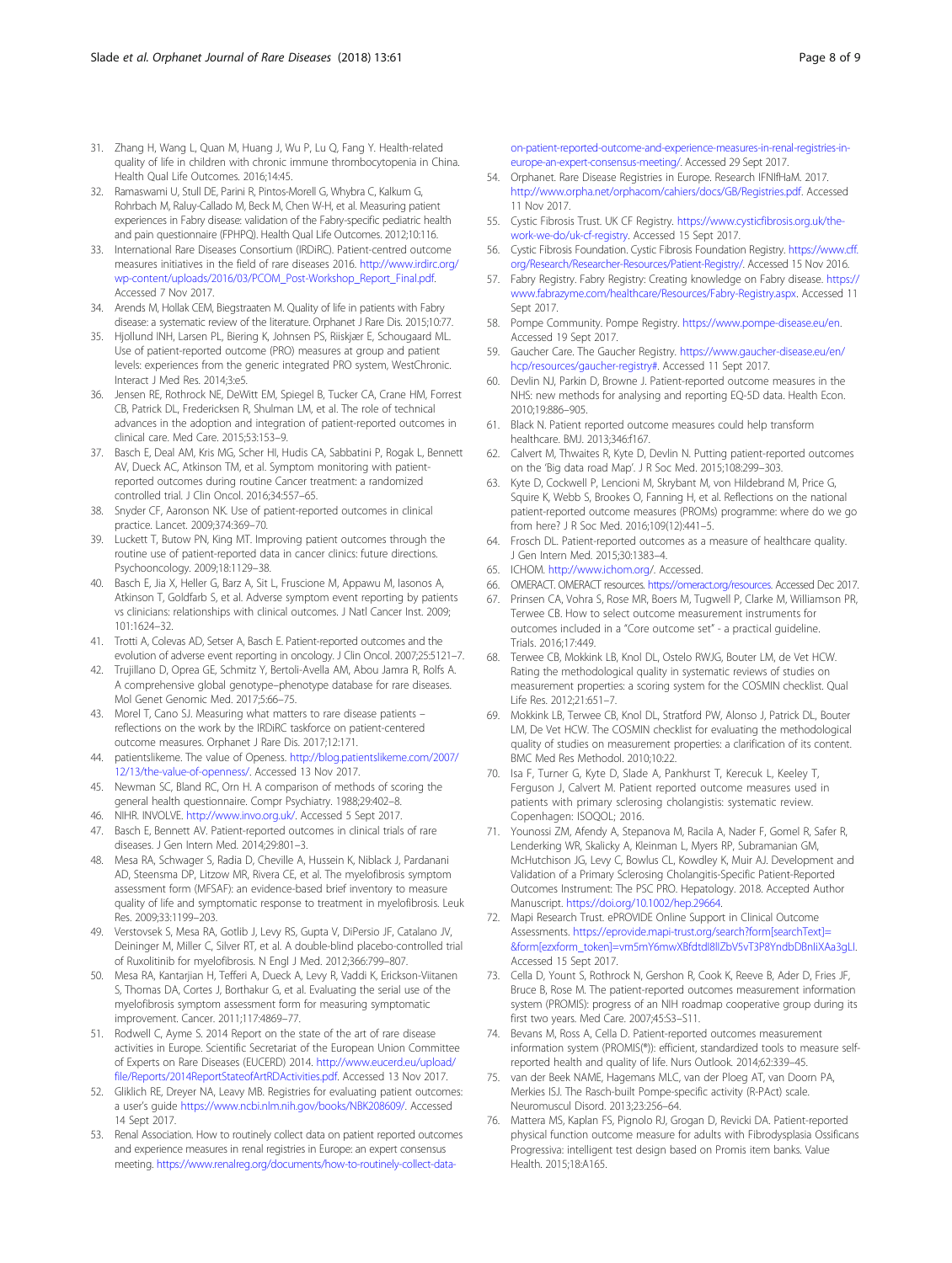31. Zhang H, Wang L, Quan M, Huang J, Wu P, Lu Q, Fang Y. Health-related quality of life in children with chronic immune thrombocytopenia in China. Health Qual Life Outcomes. 2016;14:45.
32. Ramaswami U, Stull DE, Parini R, Pintos-Morell G, Whybra C, Kalkum G, Rohrbach M, Raluy-Callado M, Beck M, Chen W-H, et al. Measuring patient experiences in Fabry disease: validation of the Fabry-specific pediatric health and pain questionnaire (FPHPQ). Health Qual Life Outcomes. 2012;10:116.
33. International Rare Diseases Consortium (IRDiRC). Patient-centred outcome measures initiatives in the field of rare diseases 2016. http://www.irdirc.org/wp-content/uploads/2016/03/PCOM_Post-Workshop_Report_Final.pdf. Accessed 7 Nov 2017.
34. Arends M, Hollak CEM, Biegstraaten M. Quality of life in patients with Fabry disease: a systematic review of the literature. Orphanet J Rare Dis. 2015;10:77.
35. Hjollund INH, Larsen PL, Biering K, Johnsen PS, Riiskjær E, Schougaard ML. Use of patient-reported outcome (PRO) measures at group and patient levels: experiences from the generic integrated PRO system, WestChronic. Interact J Med Res. 2014;3:e5.
36. Jensen RE, Rothrock NE, DeWitt EM, Spiegel B, Tucker CA, Crane HM, Forrest CB, Patrick DL, Fredericksen R, Shulman LM, et al. The role of technical advances in the adoption and integration of patient-reported outcomes in clinical care. Med Care. 2015;53:153–9.
37. Basch E, Deal AM, Kris MG, Scher HI, Hudis CA, Sabbatini P, Rogak L, Bennett AV, Dueck AC, Atkinson TM, et al. Symptom monitoring with patient-reported outcomes during routine Cancer treatment: a randomized controlled trial. J Clin Oncol. 2016;34:557–65.
38. Snyder CF, Aaronson NK. Use of patient-reported outcomes in clinical practice. Lancet. 2009;374:369–70.
39. Luckett T, Butow PN, King MT. Improving patient outcomes through the routine use of patient-reported data in cancer clinics: future directions. Psychooncology. 2009;18:1129–38.
40. Basch E, Jia X, Heller G, Barz A, Sit L, Fruscione M, Appawu M, Iasonos A, Atkinson T, Goldfarb S, et al. Adverse symptom event reporting by patients vs clinicians: relationships with clinical outcomes. J Natl Cancer Inst. 2009; 101:1624–32.
41. Trotti A, Colevas AD, Setser A, Basch E. Patient-reported outcomes and the evolution of adverse event reporting in oncology. J Clin Oncol. 2007;25:5121–7.
42. Trujillano D, Oprea GE, Schmitz Y, Bertoli-Avella AM, Abou Jamra R, Rolfs A. A comprehensive global genotype–phenotype database for rare diseases. Mol Genet Genomic Med. 2017;5:66–75.
43. Morel T, Cano SJ. Measuring what matters to rare disease patients – reflections on the work by the IRDiRC taskforce on patient-centered outcome measures. Orphanet J Rare Dis. 2017;12:171.
44. patientslikeme. The value of Openess. http://blog.patientslikeme.com/2007/12/13/the-value-of-openness/. Accessed 13 Nov 2017.
45. Newman SC, Bland RC, Orn H. A comparison of methods of scoring the general health questionnaire. Compr Psychiatry. 1988;29:402–8.
46. NIHR. INVOLVE. http://www.invo.org.uk/. Accessed 5 Sept 2017.
47. Basch E, Bennett AV. Patient-reported outcomes in clinical trials of rare diseases. J Gen Intern Med. 2014;29:801–3.
48. Mesa RA, Schwager S, Radia D, Cheville A, Hussein K, Niblack J, Pardanani AD, Steensma DP, Litzow MR, Rivera CE, et al. The myelofibrosis symptom assessment form (MFSAF): an evidence-based brief inventory to measure quality of life and symptomatic response to treatment in myelofibrosis. Leuk Res. 2009;33:1199–203.
49. Verstovsek S, Mesa RA, Gotlib J, Levy RS, Gupta V, DiPersio JF, Catalano JV, Deininger M, Miller C, Silver RT, et al. A double-blind placebo-controlled trial of Ruxolitinib for myelofibrosis. N Engl J Med. 2012;366:799–807.
50. Mesa RA, Kantarjian H, Tefferi A, Dueck A, Levy R, Vaddi K, Erickson-Viitanen S, Thomas DA, Cortes J, Borthakur G, et al. Evaluating the serial use of the myelofibrosis symptom assessment form for measuring symptomatic improvement. Cancer. 2011;117:4869–77.
51. Rodwell C, Ayme S. 2014 Report on the state of the art of rare disease activities in Europe. Scientific Secretariat of the European Union Committee of Experts on Rare Diseases (EUCERD) 2014. http://www.eucerd.eu/upload/file/Reports/2014ReportStateofArtRDActivities.pdf. Accessed 13 Nov 2017.
52. Gliklich RE, Dreyer NA, Leavy MB. Registries for evaluating patient outcomes: a user's guide https://www.ncbi.nlm.nih.gov/books/NBK208609/. Accessed 14 Sept 2017.
53. Renal Association. How to routinely collect data on patient reported outcomes and experience measures in renal registries in Europe: an expert consensus meeting. https://www.renalreg.org/documents/how-to-routinely-collect-data-on-patient-reported-outcome-and-experience-measures-in-renal-registries-in-europe-an-expert-consensus-meeting/. Accessed 29 Sept 2017.
54. Orphanet. Rare Disease Registries in Europe. Research IFNIfHaM. 2017. http://www.orpha.net/orphacom/cahiers/docs/GB/Registries.pdf. Accessed 11 Nov 2017.
55. Cystic Fibrosis Trust. UK CF Registry. https://www.cysticfibrosis.org.uk/the-work-we-do/uk-cf-registry. Accessed 15 Sept 2017.
56. Cystic Fibrosis Foundation. Cystic Fibrosis Foundation Registry. https://www.cff.org/Research/Researcher-Resources/Patient-Registry/. Accessed 15 Nov 2016.
57. Fabry Registry. Fabry Registry: Creating knowledge on Fabry disease. https://www.fabrazyme.com/healthcare/Resources/Fabry-Registry.aspx. Accessed 11 Sept 2017.
58. Pompe Community. Pompe Registry. https://www.pompe-disease.eu/en. Accessed 19 Sept 2017.
59. Gaucher Care. The Gaucher Registry. https://www.gaucher-disease.eu/en/hcp/resources/gaucher-registry#. Accessed 11 Sept 2017.
60. Devlin NJ, Parkin D, Browne J. Patient-reported outcome measures in the NHS: new methods for analysing and reporting EQ-5D data. Health Econ. 2010;19:886–905.
61. Black N. Patient reported outcome measures could help transform healthcare. BMJ. 2013;346:f167.
62. Calvert M, Thwaites R, Kyte D, Devlin N. Putting patient-reported outcomes on the 'Big data road Map'. J R Soc Med. 2015;108:299–303.
63. Kyte D, Cockwell P, Lencioni M, Skrybant M, von Hildebrand M, Price G, Squire K, Webb S, Brookes O, Fanning H, et al. Reflections on the national patient-reported outcome measures (PROMs) programme: where do we go from here? J R Soc Med. 2016;109(12):441–5.
64. Frosch DL. Patient-reported outcomes as a measure of healthcare quality. J Gen Intern Med. 2015;30:1383–4.
65. ICHOM. http://www.ichom.org/. Accessed.
66. OMERACT. OMERACT resources. https://omeract.org/resources. Accessed Dec 2017.
67. Prinsen CA, Vohra S, Rose MR, Boers M, Tugwell P, Clarke M, Williamson PR, Terwee CB. How to select outcome measurement instruments for outcomes included in a "Core outcome set" - a practical guideline. Trials. 2016;17:449.
68. Terwee CB, Mokkink LB, Knol DL, Ostelo RWJG, Bouter LM, de Vet HCW. Rating the methodological quality in systematic reviews of studies on measurement properties: a scoring system for the COSMIN checklist. Qual Life Res. 2012;21:651–7.
69. Mokkink LB, Terwee CB, Knol DL, Stratford PW, Alonso J, Patrick DL, Bouter LM, De Vet HCW. The COSMIN checklist for evaluating the methodological quality of studies on measurement properties: a clarification of its content. BMC Med Res Methodol. 2010;10:22.
70. Isa F, Turner G, Kyte D, Slade A, Pankhurst T, Kerecuk L, Keeley T, Ferguson J, Calvert M. Patient reported outcome measures used in patients with primary sclerosing cholangitis: systematic review. Copenhagen: ISOQOL; 2016.
71. Younossi ZM, Afendy A, Stepanova M, Racila A, Nader F, Gomel R, Safer R, Lenderking WR, Skalicky A, Kleinman L, Myers RP, Subramanian GM, McHutchison JG, Levy C, Bowlus CL, Kowdley K, Muir AJ. Development and Validation of a Primary Sclerosing Cholangitis-Specific Patient-Reported Outcomes Instrument: The PSC PRO. Hepatology. 2018. Accepted Author Manuscript. https://doi.org/10.1002/hep.29664.
72. Mapi Research Trust. ePROVIDE Online Support in Clinical Outcome Assessments. https://eprovide.mapi-trust.org/search?form[searchText]=&form[ezxform_token]=vm5mY6mwXBfdtdl8llZbV5vT3P8YndbDBnIiXAa3gLI. Accessed 15 Sept 2017.
73. Cella D, Yount S, Rothrock N, Gershon R, Cook K, Reeve B, Ader D, Fries JF, Bruce B, Rose M. The patient-reported outcomes measurement information system (PROMIS): progress of an NIH roadmap cooperative group during its first two years. Med Care. 2007;45:S3–S11.
74. Bevans M, Ross A, Cella D. Patient-reported outcomes measurement information system (PROMIS(®)): efficient, standardized tools to measure self-reported health and quality of life. Nurs Outlook. 2014;62:339–45.
75. van der Beek NAME, Hagemans MLC, van der Ploeg AT, van Doorn PA, Merkies ISJ. The Rasch-built Pompe-specific activity (R-PAct) scale. Neuromuscul Disord. 2013;23:256–64.
76. Mattera MS, Kaplan FS, Pignolo RJ, Grogan D, Revicki DA. Patient-reported physical function outcome measure for adults with Fibrodysplasia Ossificans Progressiva: intelligent test design based on Promis item banks. Value Health. 2015;18:A165.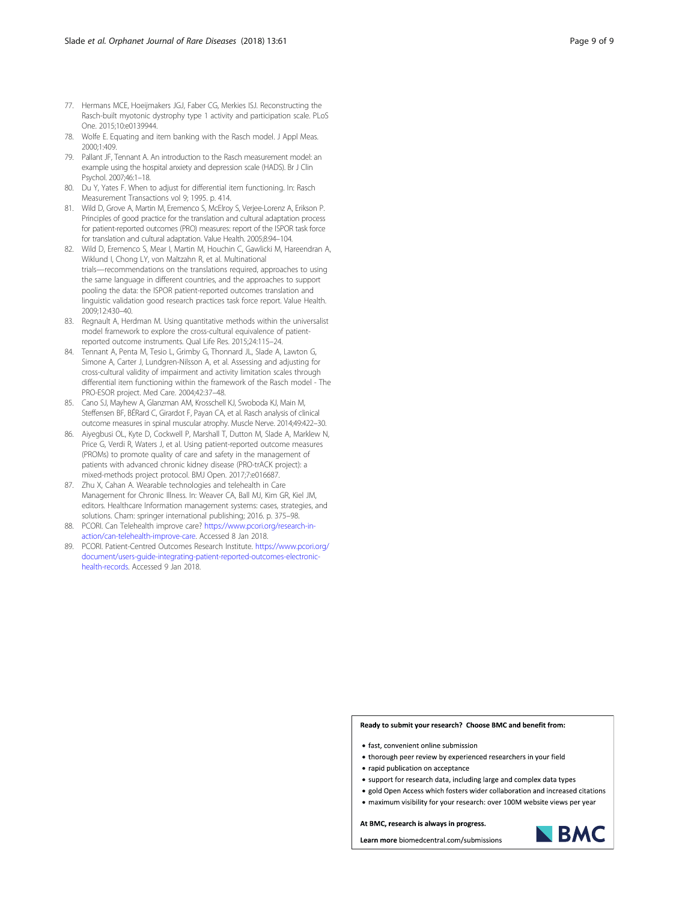77. Hermans MCE, Hoeijmakers JGJ, Faber CG, Merkies ISJ. Reconstructing the Rasch-built myotonic dystrophy type 1 activity and participation scale. PLoS One. 2015;10:e0139944.
78. Wolfe E. Equating and item banking with the Rasch model. J Appl Meas. 2000;1:409.
79. Pallant JF, Tennant A. An introduction to the Rasch measurement model: an example using the hospital anxiety and depression scale (HADS). Br J Clin Psychol. 2007;46:1–18.
80. Du Y, Yates F. When to adjust for differential item functioning. In: Rasch Measurement Transactions vol 9; 1995. p. 414.
81. Wild D, Grove A, Martin M, Eremenco S, McElroy S, Verjee-Lorenz A, Erikson P. Principles of good practice for the translation and cultural adaptation process for patient-reported outcomes (PRO) measures: report of the ISPOR task force for translation and cultural adaptation. Value Health. 2005;8:94–104.
82. Wild D, Eremenco S, Mear I, Martin M, Houchin C, Gawlicki M, Hareendran A, Wiklund I, Chong LY, von Maltzahn R, et al. Multinational trials—recommendations on the translations required, approaches to using the same language in different countries, and the approaches to support pooling the data: the ISPOR patient-reported outcomes translation and linguistic validation good research practices task force report. Value Health. 2009;12:430–40.
83. Regnault A, Herdman M. Using quantitative methods within the universalist model framework to explore the cross-cultural equivalence of patient-reported outcome instruments. Qual Life Res. 2015;24:115–24.
84. Tennant A, Penta M, Tesio L, Grimby G, Thonnard JL, Slade A, Lawton G, Simone A, Carter J, Lundgren-Nilsson A, et al. Assessing and adjusting for cross-cultural validity of impairment and activity limitation scales through differential item functioning within the framework of the Rasch model - The PRO-ESOR project. Med Care. 2004;42:37–48.
85. Cano SJ, Mayhew A, Glanzman AM, Krosschell KJ, Swoboda KJ, Main M, Steffensen BF, BÉRard C, Girardot F, Payan CA, et al. Rasch analysis of clinical outcome measures in spinal muscular atrophy. Muscle Nerve. 2014;49:422–30.
86. Aiyegbusi OL, Kyte D, Cockwell P, Marshall T, Dutton M, Slade A, Marklew N, Price G, Verdi R, Waters J, et al. Using patient-reported outcome measures (PROMs) to promote quality of care and safety in the management of patients with advanced chronic kidney disease (PRO-trACK project): a mixed-methods project protocol. BMJ Open. 2017;7:e016687.
87. Zhu X, Cahan A. Wearable technologies and telehealth in Care Management for Chronic Illness. In: Weaver CA, Ball MJ, Kim GR, Kiel JM, editors. Healthcare Information management systems: cases, strategies, and solutions. Cham: springer international publishing; 2016. p. 375–98.
88. PCORI. Can Telehealth improve care? https://www.pcori.org/research-in-action/can-telehealth-improve-care. Accessed 8 Jan 2018.
89. PCORI. Patient-Centred Outcomes Research Institute. https://www.pcori.org/document/users-guide-integrating-patient-reported-outcomes-electronic-health-records. Accessed 9 Jan 2018.

**Ready to submit your research? Choose BMC and benefit from:**

- fast, convenient online submission
- thorough peer review by experienced researchers in your field
- rapid publication on acceptance
- support for research data, including large and complex data types
- gold Open Access which fosters wider collaboration and increased citations
- maximum visibility for your research: over 100M website views per year

**At BMC, research is always in progress.**

**Learn more** biomedcentral.com/submissions

BMC